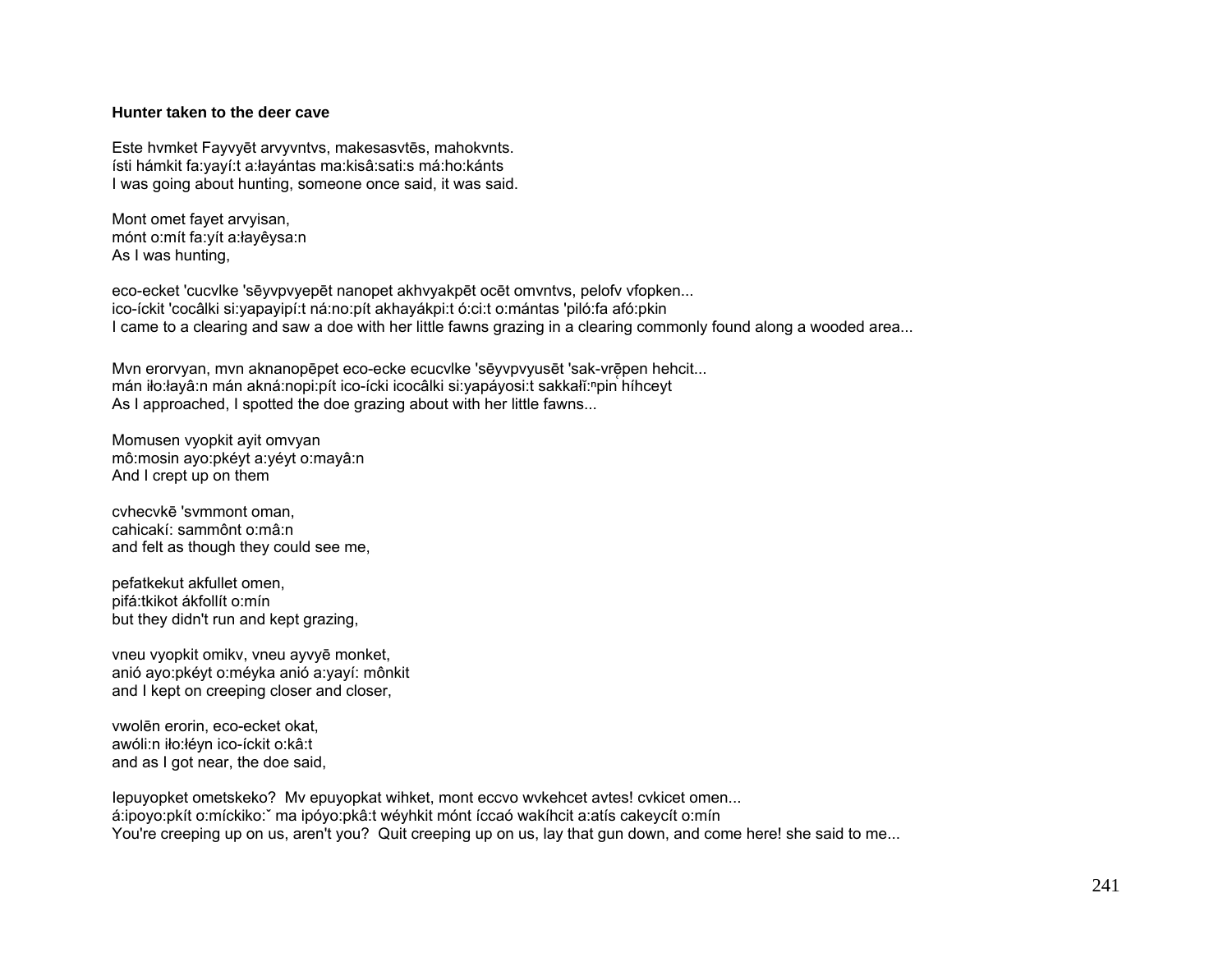**Hunter taken to the deer cave**

Este hvmket Fayvyēt arvyvntvs, makesasvtēs, mahokvnts.
ísti hámkit fa:yayí:t a:łayántas ma:kisâ:sati:s má:ho:kánts
I was going about hunting, someone once said, it was said.

Mont omet fayet arvyisan,
mónt o:mít fa:yít a:łayêysa:n
As I was hunting,

eco-ecket 'cucvlke 'sēyvpvyepēt nanopet akhvyakpēt ocēt omvntvs, pelofv vfopken...
ico-íckit 'cocâlki si:yapayipí:t ná:no:pít akhayákpi:t ó:ci:t o:mántas 'piló:fa afó:pkin
I came to a clearing and saw a doe with her little fawns grazing in a clearing commonly found along a wooded area...

Mvn erorvyan, mvn aknanopēpet eco-ecke ecucvlke 'sēyvpvyusēt 'sak-vrēpen hehcit...
mán iło:łayâ:n mán akná:nopi:pít ico-ícki icocâlki si:yapáyosi:t sakkał̥ĩ:ⁿpin híhceyt
As I approached, I spotted the doe grazing about with her little fawns...

Momusen vyopkit ayit omvyan
mô:mosin ayo:pkéyt a:yéyt o:mayâ:n
And I crept up on them

cvhecvkē 'svmmont oman,
cahicakí: sammônt o:mâ:n
and felt as though they could see me,

pefatkekut akfullet omen,
pifá:tkikot ákfollít o:mín
but they didn't run and kept grazing,

vneu vyopkit omikv, vneu ayvyē monket,
anió ayo:pkéyt o:méyka anió a:yayí: mônkit
and I kept on creeping closer and closer,

vwolēn erorin, eco-ecket okat,
awóli:n iło:łéyn ico-íckit o:kâ:t
and as I got near, the doe said,

Iepuyopket ometskeko? Mv epuyopkat wihket, mont eccvo wvkehcet avtes! cvkicet omen...
á:ipoyo:pkít o:míckiko:ˇ ma ipóyo:pkâ:t wéyhkit mónt íccaó wakíhcit a:atís cakeycít o:mín
You're creeping up on us, aren't you? Quit creeping up on us, lay that gun down, and come here! she said to me...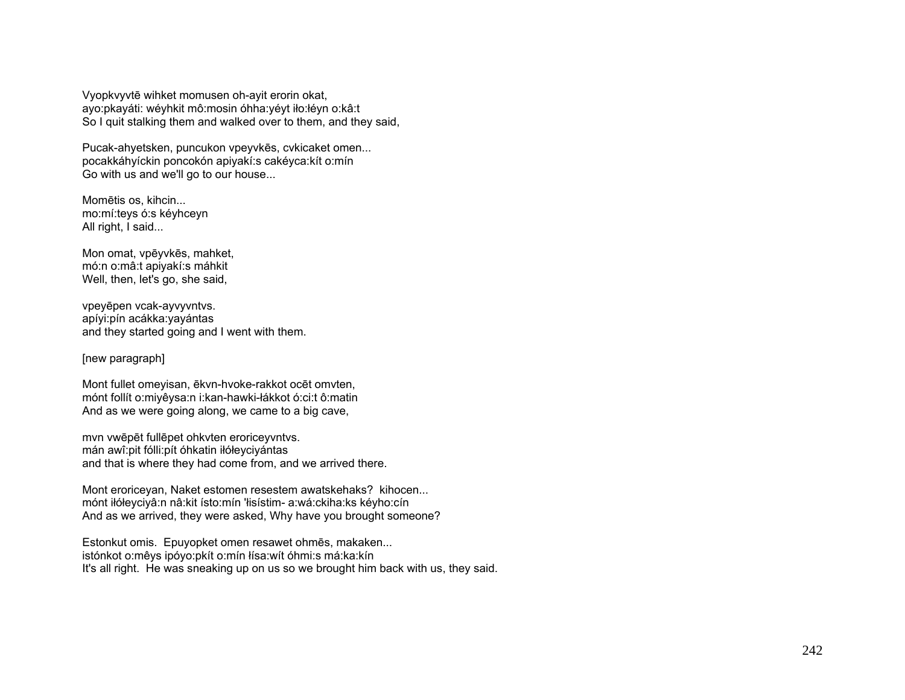Vyopkvyvtē wihket momusen oh-ayit erorin okat,
ayo:pkayáti: wéyhkit mô:mosin óhha:yéyt iło:łéyn o:kâ:t
So I quit stalking them and walked over to them, and they said,

Pucak-ahyetsken, puncukon vpeyvkēs, cvkicaket omen...
pocakkáhyíckin poncokón apiyakí:s cakéyca:kít o:mín
Go with us and we'll go to our house...

Momētis os, kihcin...
mo:mí:teys ó:s kéyhceyn
All right, I said...

Mon omat, vpēyvkēs, mahket,
mó:n o:mâ:t apiyakí:s máhkit
Well, then, let's go, she said,

vpeyēpen vcak-ayvyvntvs.
apíyi:pín acákka:yayántas
and they started going and I went with them.

[new paragraph]

Mont fullet omeyisan, ēkvn-hvoke-rakkot ocēt omvten,
mónt follít o:miyêysa:n i:kan-hawki-łákkot ó:ci:t ô:matin
And as we were going along, we came to a big cave,

mvn vwēpēt fullēpet ohkvten eroriceyvntvs.
mán awî:pit fólli:pít óhkatin iłółeyciyántas
and that is where they had come from, and we arrived there.

Mont eroriceyan, Naket estomen resestem awatskehaks? kihocen...
mónt iłółeyciyâ:n nâ:kit ísto:mín 'łisístim- a:wá:ckiha:ks kéyho:cín
And as we arrived, they were asked, Why have you brought someone?

Estonkut omis. Epuyopket omen resawet ohmēs, makaken...
istónkot o:mêys ipóyo:pkít o:mín łísa:wít óhmi:s má:ka:kín
It's all right. He was sneaking up on us so we brought him back with us, they said.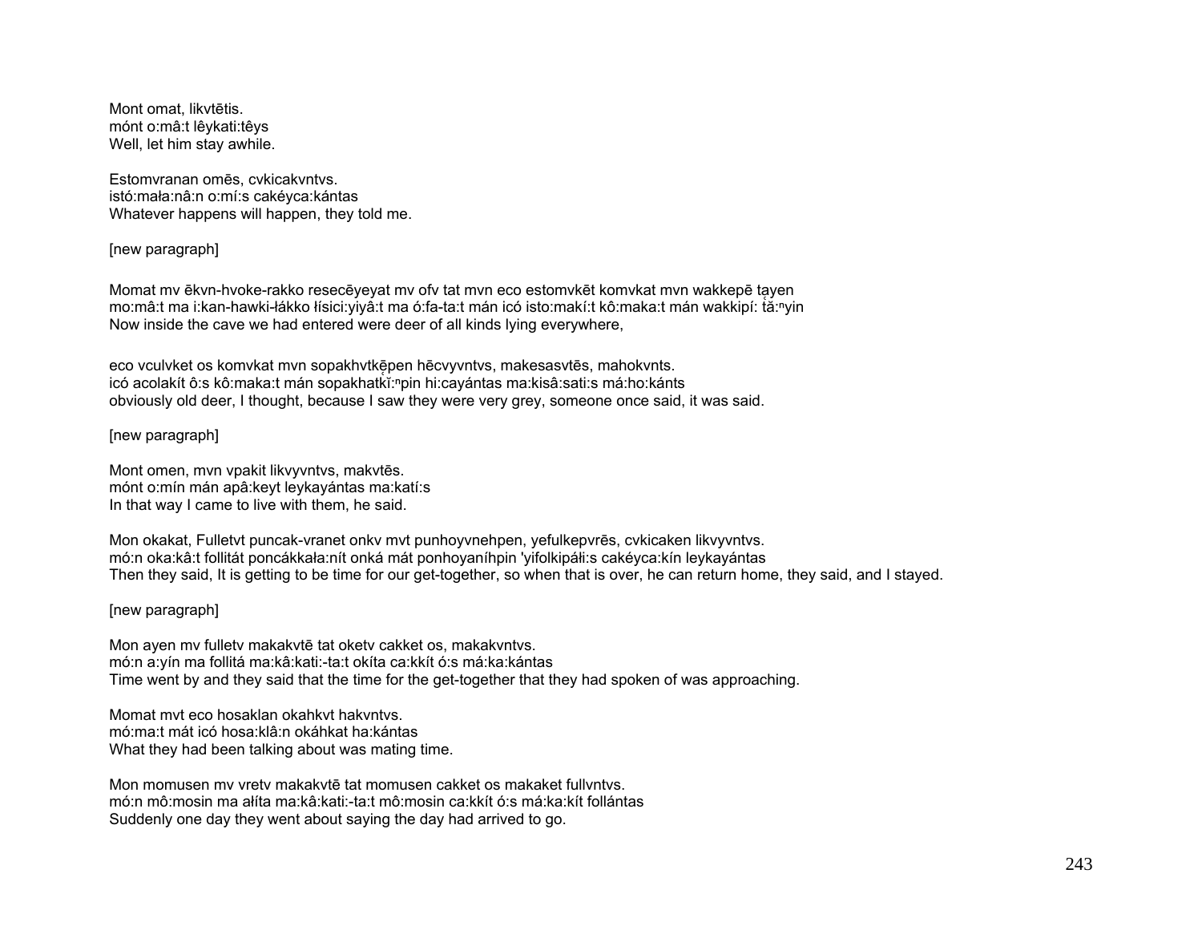Mont omat, likvtētis.
mónt o:mâ:t lêykati:têys
Well, let him stay awhile.

Estomvranan omēs, cvkicakvntvs.
istó:mała:nâ:n o:mí:s cakéyca:kántas
Whatever happens will happen, they told me.

[new paragraph]

Momat mv ēkvn-hvoke-rakko resecēyeyat mv ofv tat mvn eco estomvkēt komvkat mvn wakkepē tąyen
mo:mâ:t ma i:kan-hawki-łákko łísici:yiyâ:t ma ó:fa-ta:t mán icó isto:makí:t kô:maka:t mán wakkipí: tą̌:$^{n}$yin
Now inside the cave we had entered were deer of all kinds lying everywhere,

eco vculvket os komvkat mvn sopakhvtkę̄pen hēcvyvntvs, makesasvtēs, mahokvnts.
icó acolakít ô:s kô:maka:t mán sopakhatkį̌:$^{n}$pin hi:cayántas ma:kisâ:sati:s má:ho:kánts
obviously old deer, I thought, because I saw they were very grey, someone once said, it was said.

[new paragraph]

Mont omen, mvn vpakit likvyvntvs, makvtēs.
mónt o:mín mán apâ:keyt leykayántas ma:katí:s
In that way I came to live with them, he said.

Mon okakat, Fulletvt puncak-vranet onkv mvt punhoyvnehpen, yefulkepvrēs, cvkicaken likvyvntvs.
mó:n oka:kâ:t follitát poncákkała:nít onká mát ponhoyaníhpin 'yifolkipáłi:s cakéyca:kín leykayántas
Then they said, It is getting to be time for our get-together, so when that is over, he can return home, they said, and I stayed.

[new paragraph]

Mon ayen mv fulletv makakvtē tat oketv cakket os, makakvntvs.
mó:n a:yín ma follitá ma:kâ:kati:-ta:t okíta ca:kkít ó:s má:ka:kántas
Time went by and they said that the time for the get-together that they had spoken of was approaching.

Momat mvt eco hosaklan okahkvt hakvntvs.
mó:ma:t mát icó hosa:klâ:n okáhkat ha:kántas
What they had been talking about was mating time.

Mon momusen mv vretv makakvtē tat momusen cakket os makaket fullvntvs.
mó:n mô:mosin ma ałíta ma:kâ:kati:-ta:t mô:mosin ca:kkít ó:s má:ka:kít folláantas
Suddenly one day they went about saying the day had arrived to go.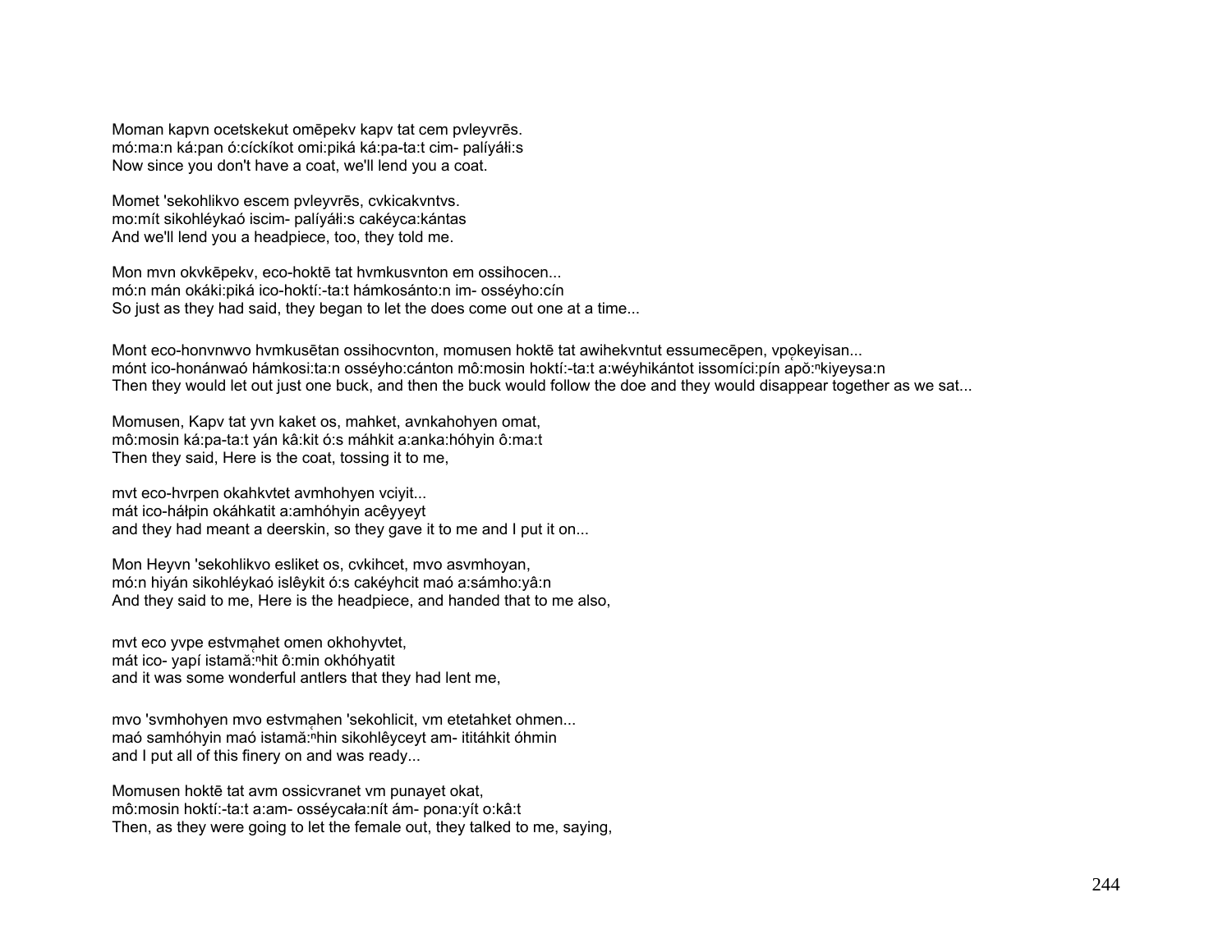Moman kapvn ocetskekut omēpekv kapv tat cem pvleyvrēs.
mó:ma:n ká:pan ó:cíckíkot omi:piká ká:pa-ta:t cim- palíyáłi:s
Now since you don't have a coat, we'll lend you a coat.

Momet 'sekohlikvo escem pvleyvrēs, cvkicakvntvs.
mo:mít sikohléykaó iscim- palíyáłi:s cakéyca:kántas
And we'll lend you a headpiece, too, they told me.

Mon mvn okvkēpekv, eco-hoktē tat hvmkusvnton em ossihocen...
mó:n mán okáki:piká ico-hoktí:-ta:t hámkosánto:n im- osséyho:cín
So just as they had said, they began to let the does come out one at a time...

Mont eco-honvnwvo hvmkusētan ossihocvnton, momusen hoktē tat awihekvntut essumecēpen, vpọkeyisan...
mónt ico-honánwaó hámkosi:ta:n osséyho:cánton mô:mosin hoktí:-ta:t a:wéyhikántot issomíci:pín apǒ:$^{n}$kiyeysa:n
Then they would let out just one buck, and then the buck would follow the doe and they would disappear together as we sat...

Momusen, Kapv tat yvn kaket os, mahket, avnkahohyen omat,
mô:mosin ká:pa-ta:t yán kâ:kit ó:s máhkit a:anka:hóhyin ô:ma:t
Then they said, Here is the coat, tossing it to me,

mvt eco-hvrpen okahkvtet avmhohyen vciyit...
mát ico-háłpin okáhkatit a:amhóhyin acêyyeyt
and they had meant a deerskin, so they gave it to me and I put it on...

Mon Heyvn 'sekohlikvo esliket os, cvkihcet, mvo asvmhoyan,
mó:n hiyán sikohléykaó islêykit ó:s cakéyhcit maó a:sámho:yâ:n
And they said to me, Here is the headpiece, and handed that to me also,

mvt eco yvpe estvmạhet omen okhohyvtet,
mát ico- yapí istamă̯:$^{n}$hit ô:min okhóhyatit
and it was some wonderful antlers that they had lent me,

mvo 'svmhohyen mvo estvmạhen 'sekohlicit, vm etetahket ohmen...
maó samhóhyin maó istamă̯:$^{n}$hin sikohlêyceyt am- ititáhkit óhmin
and I put all of this finery on and was ready...

Momusen hoktē tat avm ossicvranet vm punayet okat,
mô:mosin hoktí:-ta:t a:am- osséycała:nít ám- pona:yít o:kâ:t
Then, as they were going to let the female out, they talked to me, saying,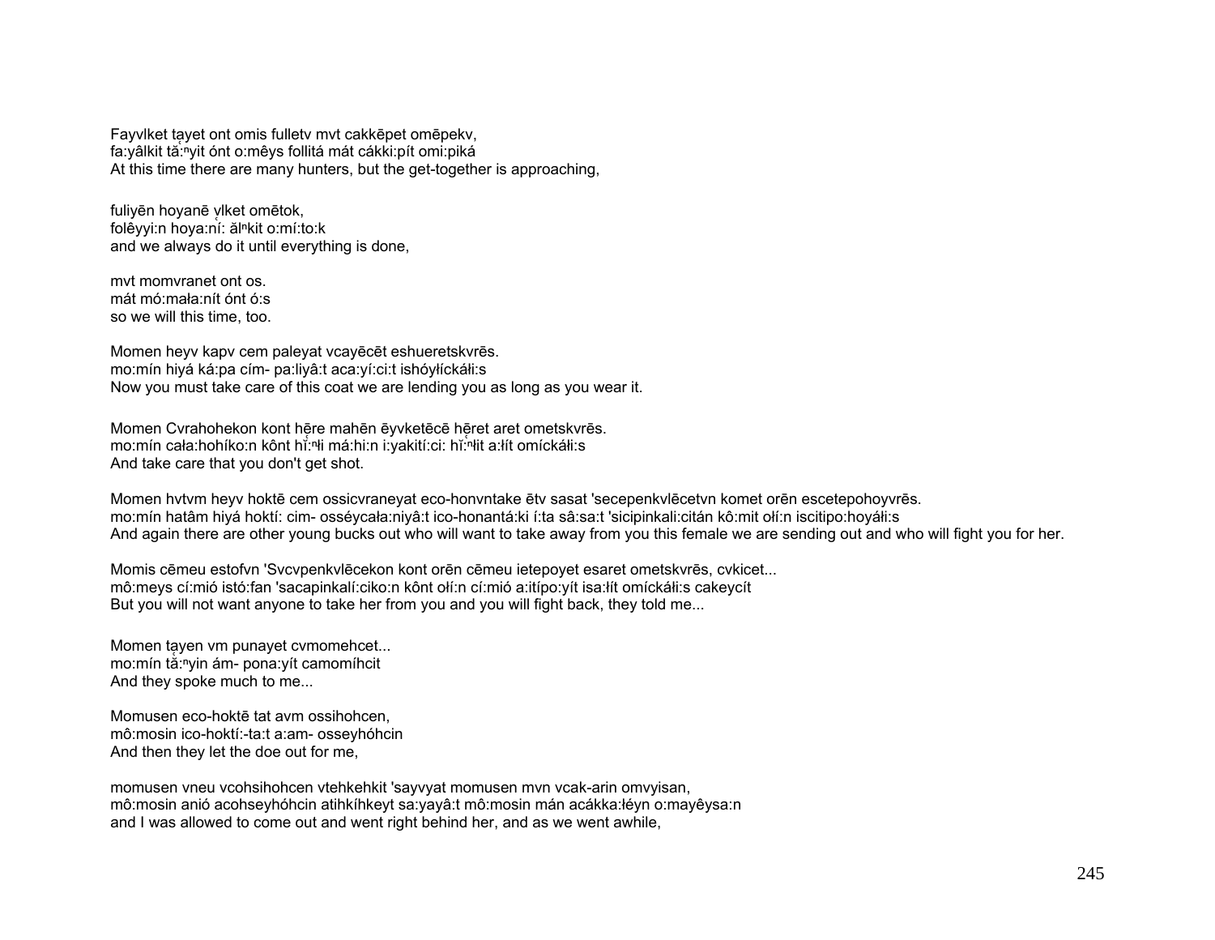Fayvlket tayet ont omis fulletv mvt cakkēpet omēpekv,
fa:yâlkit tă̹:ⁿyit ónt o:mêys follitá mát cákki:pít omi:piká
At this time there are many hunters, but the get-together is approaching,

fuliyēn hoyanē vlket omētok,
folêyyi:n hoya:ní̹: ăl ⁿkit o:mí:to:k
and we always do it until everything is done,

mvt momvranet ont os.
mát mó:mała:nít ónt ó:s
so we will this time, too.

Momen heyv kapv cem paleyat vcayēcēt eshueretskvrēs.
mo:mín hiyá ká:pa cím- pa:liyâ:t aca:yí:ci:t ishóyłíckáłi:s
Now you must take care of this coat we are lending you as long as you wear it.

Momen Cvrahohekon kont hēre mahēn ēyvketēcē hēret aret ometskvrēs.
mo:mín cała:hohíko:n kônt hĭ̹:ⁿłi má:hi:n i:yakití:ci: hĭ̹:ⁿłit a:łít omíckáłi:s
And take care that you don't get shot.

Momen hvtvm heyv hoktē cem ossicvraneyat eco-honvntake ētv sasat 'secepenkvlēcetvn komet orēn escetepohoyvrēs.
mo:mín hatâm hiyá hoktí: cim- osséycała:niyâ:t ico-honantá:ki í:ta sâ:sa:t 'sicipinkali:citán kô:mit ołí:n iscitipo:hoyáłi:s
And again there are other young bucks out who will want to take away from you this female we are sending out and who will fight you for her.

Momis cēmeu estofvn 'Svcvpenkvlēcekon kont orēn cēmeu ietepoyet esaret ometskvrēs, cvkicet...
mô:meys cí:mió istó:fan 'sacapinkalí:ciko:n kônt ołí:n cí:mió a:itípo:yít isa:łít omíckáłi:s cakeycít
But you will not want anyone to take her from you and you will fight back, they told me...

Momen tayen vm punayet cvmomehcet...
mo:mín tă̹:ⁿyin ám- pona:yít camomíhcit
And they spoke much to me...

Momusen eco-hoktē tat avm ossihohcen,
mô:mosin ico-hoktí:-ta:t a:am- osseyhóhcin
And then they let the doe out for me,

momusen vneu vcohsihohcen vtehkehkit 'sayvyat momusen mvn vcak-arin omvyisan,
mô:mosin anió acohseyhóhcin atihkíhkeyt sa:yayâ:t mô:mosin mán acákka:łéyn o:mayêysa:n
and I was allowed to come out and went right behind her, and as we went awhile,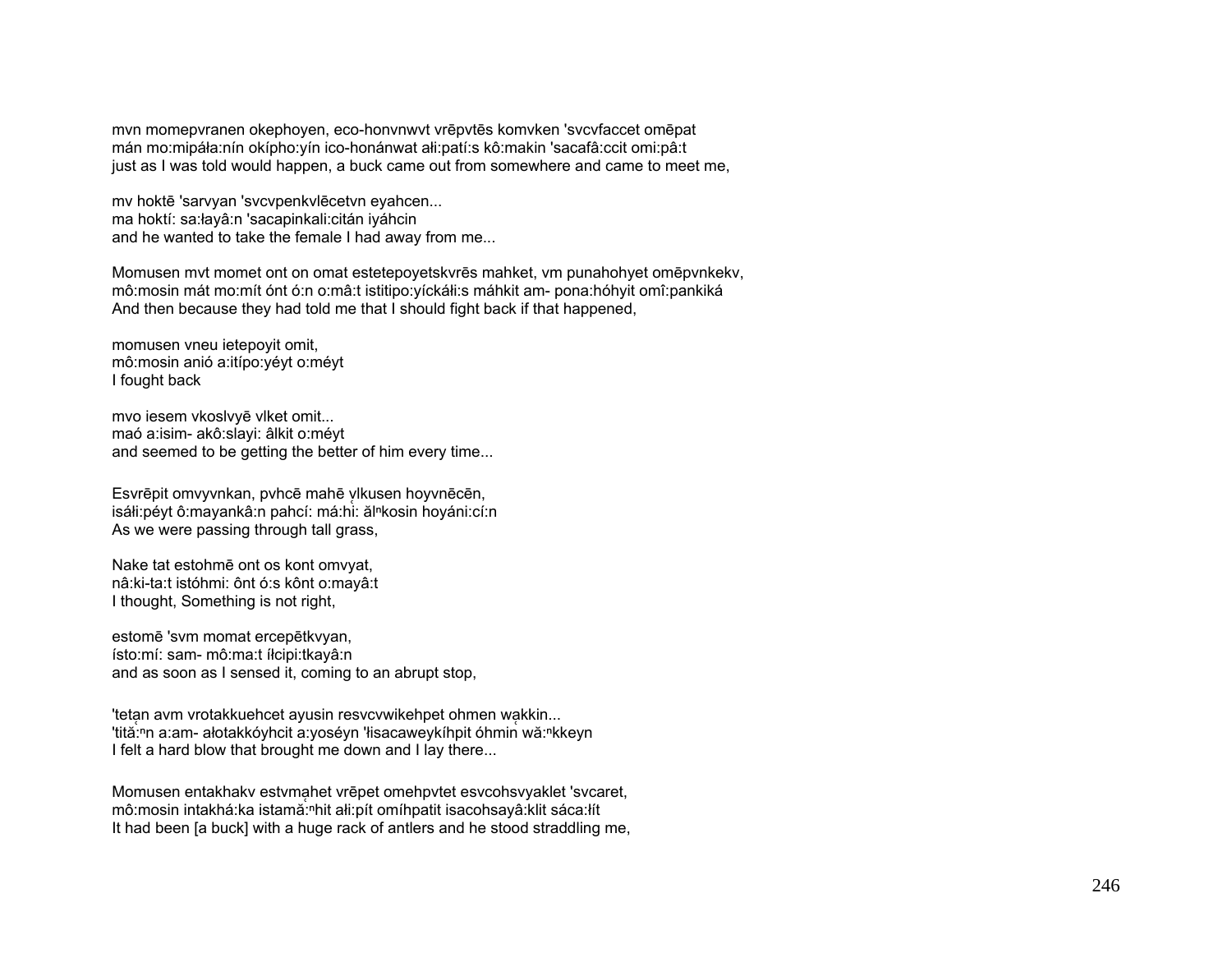mvn momepvranen okephoyen, eco-honvnwvt vrēpvtēs komvken 'svcvfaccet omēpat
mán mo:mipáła:nín okípho:yín ico-honánwat ałi:patí:s kô:makin 'sacafâ:ccit omi:pâ:t
just as I was told would happen, a buck came out from somewhere and came to meet me,

mv hoktē 'sarvyan 'svcvpenkvlēcetvn eyahcen...
ma hoktí: sa:łayâ:n 'sacapinkali:citán iyáhcin
and he wanted to take the female I had away from me...

Momusen mvt momet ont on omat estetepoyetskvrēs mahket, vm punahohyet omēpvnkekv,
mô:mosin mát mo:mít ónt ó:n o:mâ:t istitipo:yíckáłi:s máhkit am- pona:hóhyit omî:pankiká
And then because they had told me that I should fight back if that happened,

momusen vneu ietepoyit omit,
mô:mosin anió a:itípo:yéyt o:méyt
I fought back

mvo iesem vkoslvyē vlket omit...
maó a:isim- akô:slayi: âlkit o:méyt
and seemed to be getting the better of him every time...

Esvrēpit omvyvnkan, pvhcē mahē v̨lkusen hoyvnēcēn,
isáłi:péyt ô:mayankâ:n pahcí: má:hį: ăl$^{n}$kosin hoyáni:cí:n
As we were passing through tall grass,

Nake tat estohmē ont os kont omvyat,
nâ:ki-ta:t istóhmi: ônt ó:s kônt o:mayâ:t
I thought, Something is not right,

estomē 'svm momat ercepētkvyan,
ísto:mí: sam- mô:ma:t íłcipi:tkayâ:n
and as soon as I sensed it, coming to an abrupt stop,

'tetąn avm vrotakkuehcet ayusin resvcvwikehpet ohmen wąkkin...
'titą̆:$^{n}$n a:am- ałotakkóyhcit a:yoséyn 'łisacaweykíhpit óhmin wą̆:$^{n}$kkeyn
I felt a hard blow that brought me down and I lay there...

Momusen entakhakv estvmąhet vrēpet omehpvtet esvcohsvyaklet 'svcaret,
mô:mosin intakhá:ka istamą̆:$^{n}$hit ałi:pít omíhpatit isacohsayâ:klit sáca:łít
It had been [a buck] with a huge rack of antlers and he stood straddling me,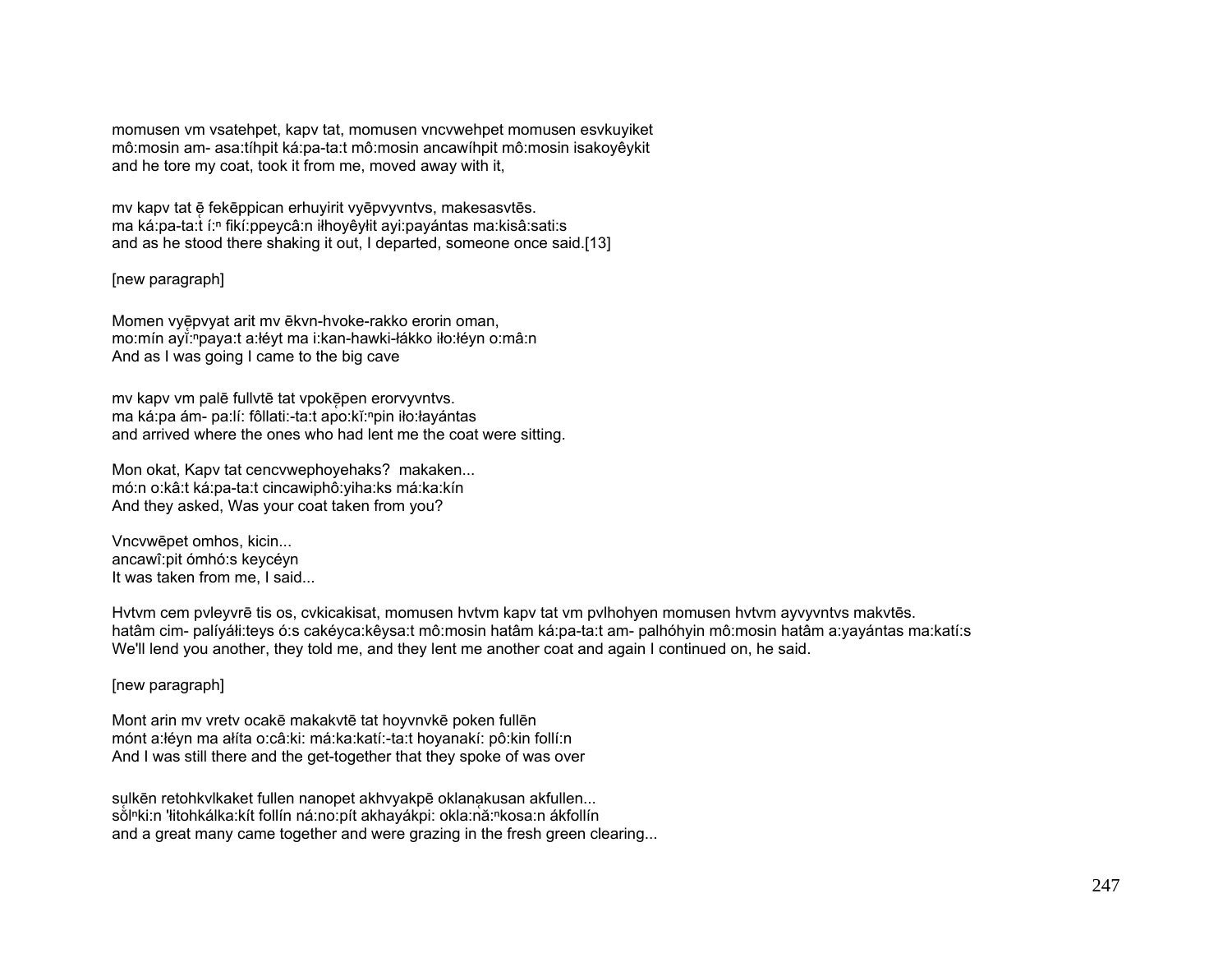momusen vm vsatehpet, kapv tat, momusen vncvwehpet momusen esvkuyiket
mô:mosin am- asa:tíhpit ká:pa-ta:t mô:mosin ancawíhpit mô:mosin isakoyêykit
and he tore my coat, took it from me, moved away with it,

mv kapv tat ẹ̄ fekēppican erhuyirit vyēpvyvntvs, makesasvtēs.
ma ká:pa-ta:t í:ⁿ fikí:ppeycâ:n iłhoyêyłit ayi:payántas ma:kisâ:sati:s
and as he stood there shaking it out, I departed, someone once said.[13]

[new paragraph]

Momen vyẹ̄pvyat arit mv ēkvn-hvoke-rakko erorin oman,
mo:mín ayǐ̥:ⁿpaya:t a:łéyt ma i:kan-hawki-łákko iło:łéyn o:mâ:n
And as I was going I came to the big cave

mv kapv vm palē fullvtē tat vpokẹ̄pen erorvyvntvs.
ma ká:pa ám- pa:lí: fôllati:-ta:t apo:kǐ:ⁿpin iło:łayántas
and arrived where the ones who had lent me the coat were sitting.

Mon okat, Kapv tat cencvwephoyehaks?  makaken...
mó:n o:kâ:t ká:pa-ta:t cincawiphô:yiha:ks má:ka:kín
And they asked, Was your coat taken from you?

Vncvwēpet omhos, kicin...
ancawî:pit ómhó:s keycéyn
It was taken from me, I said...

Hvtvm cem pvleyvrē tis os, cvkicakisat, momusen hvtvm kapv tat vm pvlhohyen momusen hvtvm ayvyvntvs makvtēs.
hatâm cim- palíyáłi:teys ó:s cakéyca:kêysa:t mô:mosin hatâm ká:pa-ta:t am- palhóhyin mô:mosin hatâm a:yayántas ma:katí:s
We'll lend you another, they told me, and they lent me another coat and again I continued on, he said.

[new paragraph]

Mont arin mv vretv ocakē makakvtē tat hoyvnvkē poken fullēn
mónt a:łéyn ma ałíta o:câ:ki: má:ka:katí:-ta:t hoyanakí: pô:kin follí:n
And I was still there and the get-together that they spoke of was over

sụlkēn retohkvlkaket fullen nanopet akhvyakpē oklanạkusan akfullen...
sŏ̥lⁿki:n łitohkálka:kít follín ná:no:pít akhayákpi: okla:nḁ̌ⁿkosa:n ákfollín
and a great many came together and were grazing in the fresh green clearing...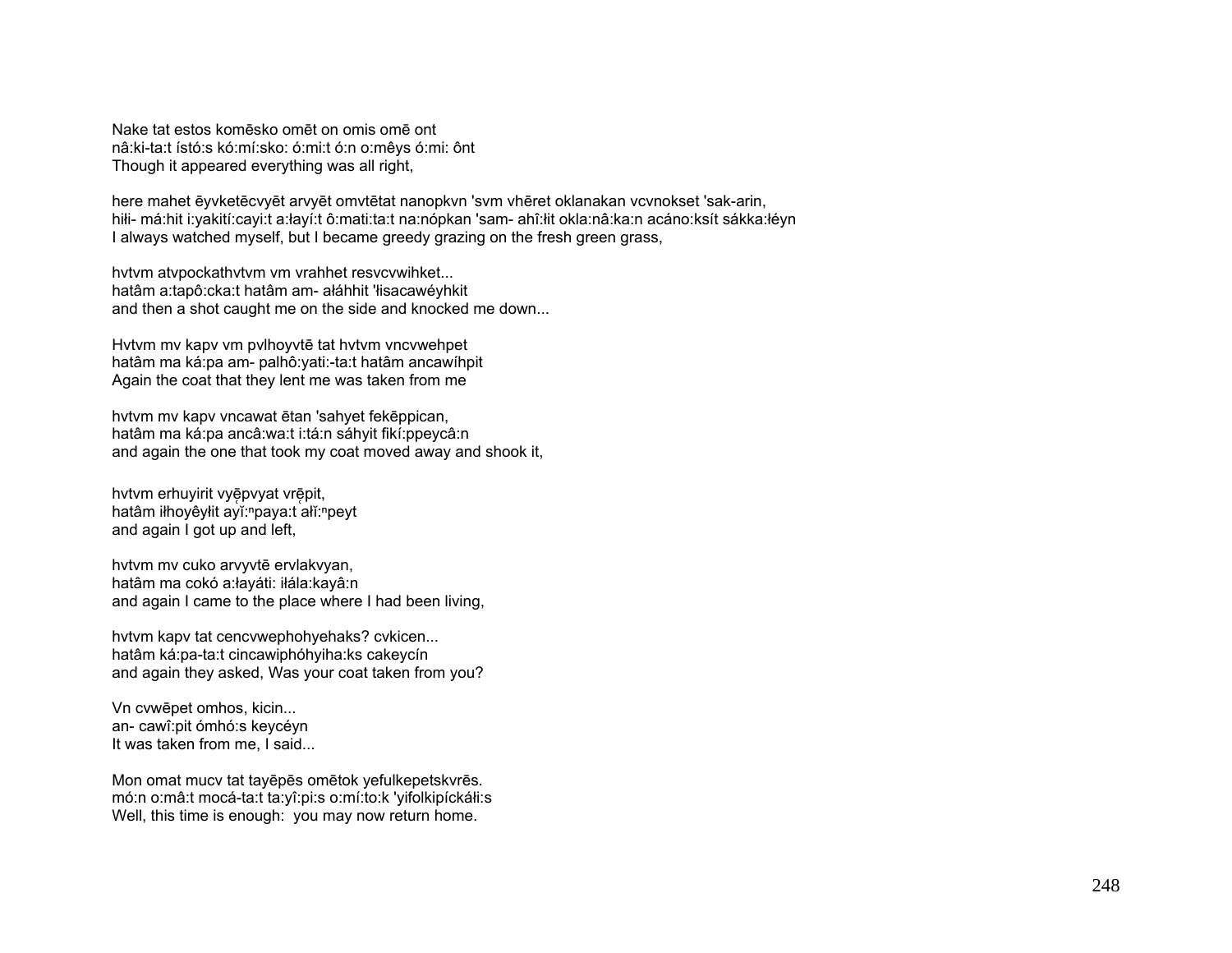Nake tat estos komēsko omēt on omis omē ont
nâ:ki-ta:t ístó:s kó:mí:sko: ó:mi:t ó:n o:mêys ó:mi: ônt
Though it appeared everything was all right,

here mahet ēyvketēcvyēt arvyēt omvtētat nanopkvn 'svm vhēret oklanakan vcvnokset 'sak-arin,
hiłi- má:hit i:yakití:cayi:t a:łayí:t ô:mati:ta:t na:nópkan 'sam- ahî:łit okla:nâ:ka:n acáno:ksít sákka:łéyn
I always watched myself, but I became greedy grazing on the fresh green grass,

hvtvm atvpockathvtvm vm vrahhet resvcvwihket...
hatâm a:tapô:cka:t hatâm am- ałáhhit 'łisacawéyhkit
and then a shot caught me on the side and knocked me down...

Hvtvm mv kapv vm pvlhoyvtē tat hvtvm vncvwehpet
hatâm ma ká:pa am- palhô:yati:-ta:t hatâm ancawíhpit
Again the coat that they lent me was taken from me

hvtvm mv kapv vncawat ētan 'sahyet fekēppican,
hatâm ma ká:pa ancâ:wa:t i:tá:n sáhyit fikí:ppeycâ:n
and again the one that took my coat moved away and shook it,

hvtvm erhuyirit vyę̄pvyat vrę̄pit,
hatâm iłhoyêyłit ayĭ:ⁿpaya:t ałĭ:ⁿpeyt
and again I got up and left,

hvtvm mv cuko arvyvtē ervlakvyan,
hatâm ma cokó a:łayáti: iłála:kayâ:n
and again I came to the place where I had been living,

hvtvm kapv tat cencvwephohyehaks? cvkicen...
hatâm ká:pa-ta:t cincawiphóhyiha:ks cakeycín
and again they asked, Was your coat taken from you?

Vn cvwēpet omhos, kicin...
an- cawî:pit ómhó:s keycéyn
It was taken from me, I said...

Mon omat mucv tat tayēpēs omētok yefulkepetskvrēs.
mó:n o:mâ:t mocá-ta:t ta:yî:pi:s o:mí:to:k 'yifolkipíckáłi:s
Well, this time is enough: you may now return home.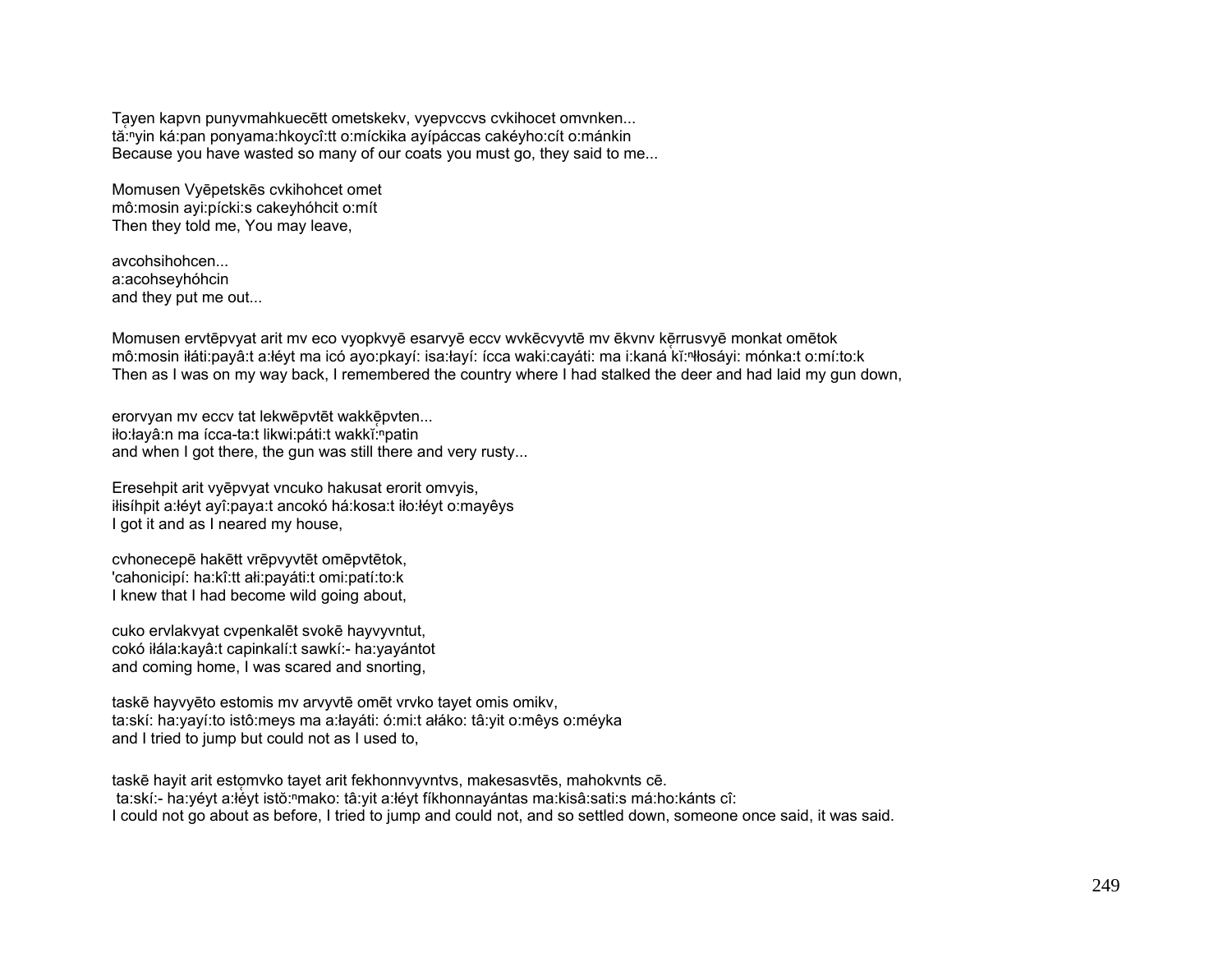Tayen kapvn punyvmahkuecētt ometskekv, vyepvccvs cvkihocet omvnken...
tă:ⁿyin ká:pan ponyama:hkoycî:tt o:míckika ayípáccas cakéyho:cít o:mánkin
Because you have wasted so many of our coats you must go, they said to me...

Momusen Vyēpetskēs cvkihohcet omet
mô:mosin ayi:pícki:s cakeyhóhcit o:mít
Then they told me, You may leave,

avcohsihohcen...
a:acohseyhóhcin
and they put me out...

Momusen ervtēpvyat arit mv eco vyopkvyē esarvyē eccv wvkēcvyvtē mv ēkvnv kērrusvyē monkat omētok
mô:mosin iłáti:payâ:t a:łéyt ma icó ayo:pkayí: isa:łayí: ícca waki:cayáti: ma i:kaná kĭ:ⁿłłosáyi: mónka:t o:mí:to:k
Then as I was on my way back, I remembered the country where I had stalked the deer and had laid my gun down,

erorvyan mv eccv tat lekwēpvtēt wakkēpvten...
iło:łayâ:n ma ícca-ta:t likwi:páti:t wakkĭ:ⁿpatin
and when I got there, the gun was still there and very rusty...

Eresehpit arit vyēpvyat vncuko hakusat erorit omvyis,
iłisíhpit a:łéyt ayî:paya:t ancokó há:kosa:t iło:łéyt o:mayêys
I got it and as I neared my house,

cvhonecepē hakētt vrēpvyvtēt omēpvtētok,
'cahonicipí: ha:kî:tt ałi:payáti:t omi:patí:to:k
I knew that I had become wild going about,

cuko ervlakvyat cvpenkalēt svokē hayvyvntut,
cokó iłála:kayâ:t capinkalí:t sawkí:- ha:yayántot
and coming home, I was scared and snorting,

taskē hayvyēto estomis mv arvyvtē omēt vrvko tayet omis omikv,
ta:skí: ha:yayí:to istô:meys ma a:łayáti: ó:mi:t ałáko: tâ:yit o:mêys o:méyka
and I tried to jump but could not as I used to,

taskē hayit arit estomvko tayet arit fekhonnvyvntvs, makesasvtēs, mahokvnts cē.
ta:skí:- ha:yéyt a:łéyt istŏ:ⁿmako: tâ:yit a:łéyt fíkhonnayántas ma:kisâ:sati:s má:ho:kánts cî:
I could not go about as before, I tried to jump and could not, and so settled down, someone once said, it was said.